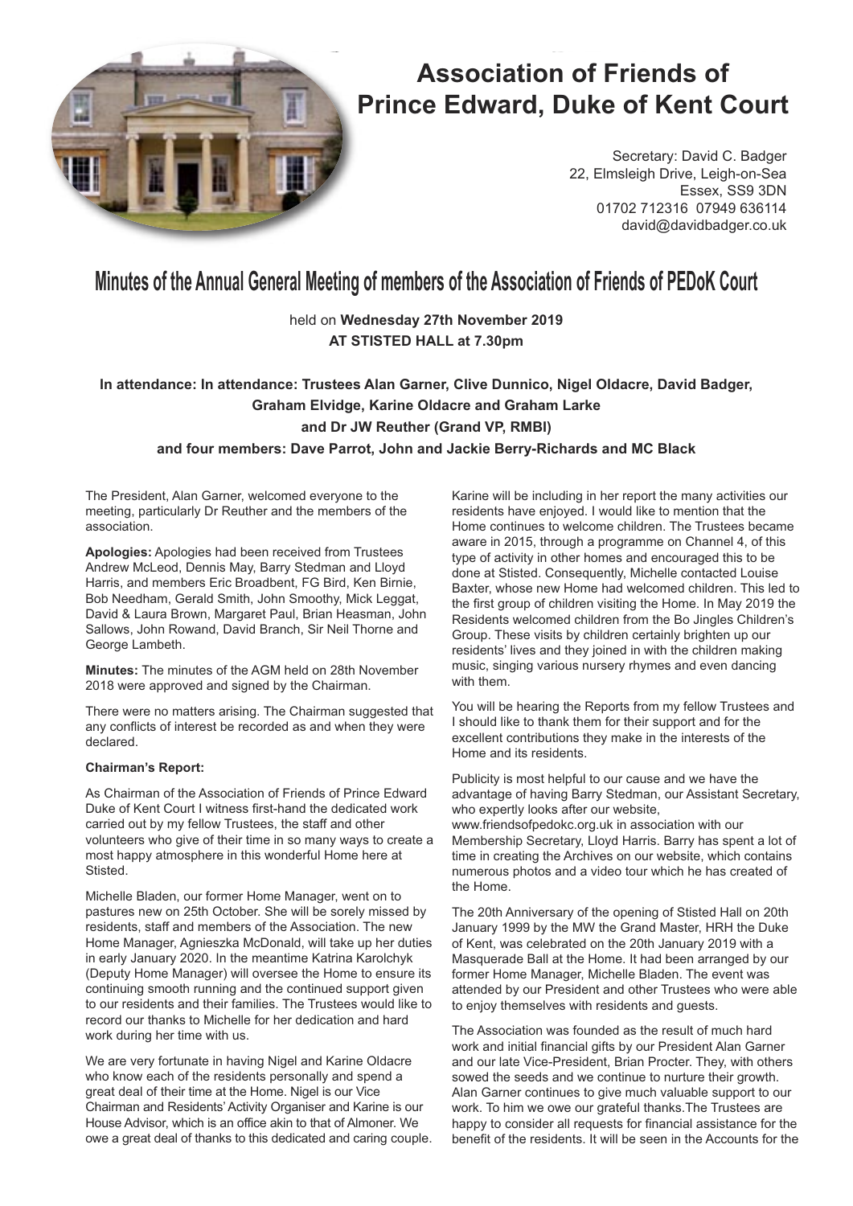# Association of Friends of Prince Edward, Duke of Kent Court

Secretary: David C. Badger
22, Elmsleigh Drive, Leigh-on-Sea
Essex, SS9 3DN
01702 712316 07949 636114
david@davidbadger.co.uk

## Minutes of the Annual General Meeting of members of the Association of Friends of PEDoK Court

held on **Wednesday 27th November 2019**
**AT STISTED HALL at 7.30pm**

**In attendance: In attendance: Trustees Alan Garner, Clive Dunnico, Nigel Oldacre, David Badger, Graham Elvidge, Karine Oldacre and Graham Larke**
**and Dr JW Reuther (Grand VP, RMBI)**
**and four members: Dave Parrot, John and Jackie Berry-Richards and MC Black**

The President, Alan Garner, welcomed everyone to the meeting, particularly Dr Reuther and the members of the association.

**Apologies:** Apologies had been received from Trustees Andrew McLeod, Dennis May, Barry Stedman and Lloyd Harris, and members Eric Broadbent, FG Bird, Ken Birnie, Bob Needham, Gerald Smith, John Smoothy, Mick Leggat, David & Laura Brown, Margaret Paul, Brian Heasman, John Sallows, John Rowand, David Branch, Sir Neil Thorne and George Lambeth.

**Minutes:** The minutes of the AGM held on 28th November 2018 were approved and signed by the Chairman.

There were no matters arising. The Chairman suggested that any conflicts of interest be recorded as and when they were declared.

**Chairman's Report:**

As Chairman of the Association of Friends of Prince Edward Duke of Kent Court I witness first-hand the dedicated work carried out by my fellow Trustees, the staff and other volunteers who give of their time in so many ways to create a most happy atmosphere in this wonderful Home here at Stisted.

Michelle Bladen, our former Home Manager, went on to pastures new on 25th October. She will be sorely missed by residents, staff and members of the Association. The new Home Manager, Agnieszka McDonald, will take up her duties in early January 2020. In the meantime Katrina Karolchyk (Deputy Home Manager) will oversee the Home to ensure its continuing smooth running and the continued support given to our residents and their families. The Trustees would like to record our thanks to Michelle for her dedication and hard work during her time with us.

We are very fortunate in having Nigel and Karine Oldacre who know each of the residents personally and spend a great deal of their time at the Home. Nigel is our Vice Chairman and Residents' Activity Organiser and Karine is our House Advisor, which is an office akin to that of Almoner. We owe a great deal of thanks to this dedicated and caring couple. Karine will be including in her report the many activities our residents have enjoyed. I would like to mention that the Home continues to welcome children. The Trustees became aware in 2015, through a programme on Channel 4, of this type of activity in other homes and encouraged this to be done at Stisted. Consequently, Michelle contacted Louise Baxter, whose new Home had welcomed children. This led to the first group of children visiting the Home. In May 2019 the Residents welcomed children from the Bo Jingles Children's Group. These visits by children certainly brighten up our residents' lives and they joined in with the children making music, singing various nursery rhymes and even dancing with them.

You will be hearing the Reports from my fellow Trustees and I should like to thank them for their support and for the excellent contributions they make in the interests of the Home and its residents.

Publicity is most helpful to our cause and we have the advantage of having Barry Stedman, our Assistant Secretary, who expertly looks after our website, www.friendsofpedokc.org.uk in association with our Membership Secretary, Lloyd Harris. Barry has spent a lot of time in creating the Archives on our website, which contains numerous photos and a video tour which he has created of the Home.

The 20th Anniversary of the opening of Stisted Hall on 20th January 1999 by the MW the Grand Master, HRH the Duke of Kent, was celebrated on the 20th January 2019 with a Masquerade Ball at the Home. It had been arranged by our former Home Manager, Michelle Bladen. The event was attended by our President and other Trustees who were able to enjoy themselves with residents and guests.

The Association was founded as the result of much hard work and initial financial gifts by our President Alan Garner and our late Vice-President, Brian Procter. They, with others sowed the seeds and we continue to nurture their growth. Alan Garner continues to give much valuable support to our work. To him we owe our grateful thanks.The Trustees are happy to consider all requests for financial assistance for the benefit of the residents. It will be seen in the Accounts for the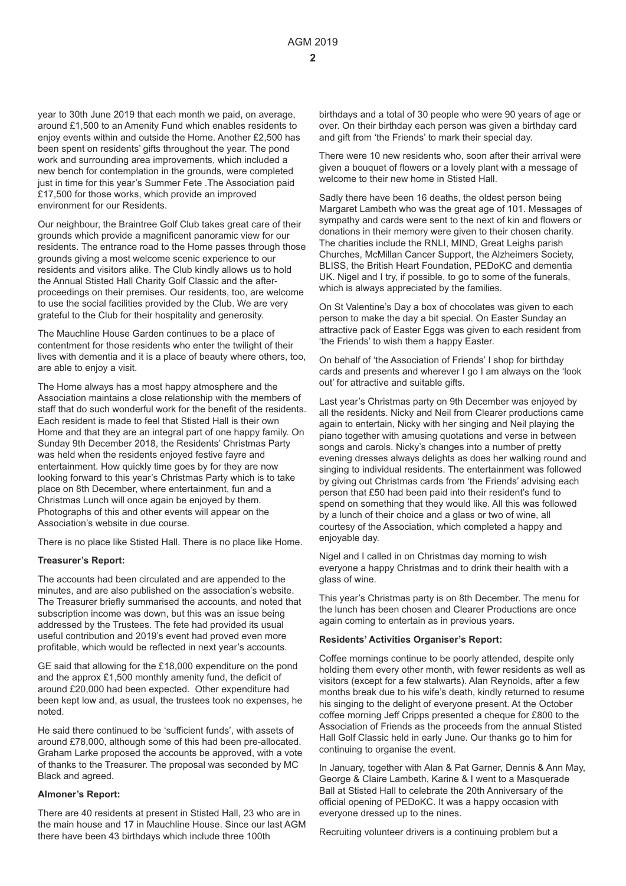year to 30th June 2019 that each month we paid, on average, around £1,500 to an Amenity Fund which enables residents to enjoy events within and outside the Home. Another £2,500 has been spent on residents' gifts throughout the year. The pond work and surrounding area improvements, which included a new bench for contemplation in the grounds, were completed just in time for this year's Summer Fete .The Association paid £17,500 for those works, which provide an improved environment for our Residents.

Our neighbour, the Braintree Golf Club takes great care of their grounds which provide a magnificent panoramic view for our residents. The entrance road to the Home passes through those grounds giving a most welcome scenic experience to our residents and visitors alike. The Club kindly allows us to hold the Annual Stisted Hall Charity Golf Classic and the after-proceedings on their premises. Our residents, too, are welcome to use the social facilities provided by the Club. We are very grateful to the Club for their hospitality and generosity.

The Mauchline House Garden continues to be a place of contentment for those residents who enter the twilight of their lives with dementia and it is a place of beauty where others, too, are able to enjoy a visit.

The Home always has a most happy atmosphere and the Association maintains a close relationship with the members of staff that do such wonderful work for the benefit of the residents. Each resident is made to feel that Stisted Hall is their own Home and that they are an integral part of one happy family. On Sunday 9th December 2018, the Residents' Christmas Party was held when the residents enjoyed festive fayre and entertainment. How quickly time goes by for they are now looking forward to this year's Christmas Party which is to take place on 8th December, where entertainment, fun and a Christmas Lunch will once again be enjoyed by them. Photographs of this and other events will appear on the Association's website in due course.

There is no place like Stisted Hall. There is no place like Home.

**Treasurer's Report:**

The accounts had been circulated and are appended to the minutes, and are also published on the association's website. The Treasurer briefly summarised the accounts, and noted that subscription income was down, but this was an issue being addressed by the Trustees. The fete had provided its usual useful contribution and 2019's event had proved even more profitable, which would be reflected in next year's accounts.

GE said that allowing for the £18,000 expenditure on the pond and the approx £1,500 monthly amenity fund, the deficit of around £20,000 had been expected. Other expenditure had been kept low and, as usual, the trustees took no expenses, he noted.

He said there continued to be 'sufficient funds', with assets of around £78,000, although some of this had been pre-allocated. Graham Larke proposed the accounts be approved, with a vote of thanks to the Treasurer. The proposal was seconded by MC Black and agreed.

**Almoner's Report:**

There are 40 residents at present in Stisted Hall, 23 who are in the main house and 17 in Mauchline House. Since our last AGM there have been 43 birthdays which include three 100th birthdays and a total of 30 people who were 90 years of age or over. On their birthday each person was given a birthday card and gift from 'the Friends' to mark their special day.

There were 10 new residents who, soon after their arrival were given a bouquet of flowers or a lovely plant with a message of welcome to their new home in Stisted Hall.

Sadly there have been 16 deaths, the oldest person being Margaret Lambeth who was the great age of 101. Messages of sympathy and cards were sent to the next of kin and flowers or donations in their memory were given to their chosen charity. The charities include the RNLI, MIND, Great Leighs parish Churches, McMillan Cancer Support, the Alzheimers Society, BLISS, the British Heart Foundation, PEDoKC and dementia UK. Nigel and I try, if possible, to go to some of the funerals, which is always appreciated by the families.

On St Valentine's Day a box of chocolates was given to each person to make the day a bit special. On Easter Sunday an attractive pack of Easter Eggs was given to each resident from 'the Friends' to wish them a happy Easter.

On behalf of 'the Association of Friends' I shop for birthday cards and presents and wherever I go I am always on the 'look out' for attractive and suitable gifts.

Last year's Christmas party on 9th December was enjoyed by all the residents. Nicky and Neil from Clearer productions came again to entertain, Nicky with her singing and Neil playing the piano together with amusing quotations and verse in between songs and carols. Nicky's changes into a number of pretty evening dresses always delights as does her walking round and singing to individual residents. The entertainment was followed by giving out Christmas cards from 'the Friends' advising each person that £50 had been paid into their resident's fund to spend on something that they would like. All this was followed by a lunch of their choice and a glass or two of wine, all courtesy of the Association, which completed a happy and enjoyable day.

Nigel and I called in on Christmas day morning to wish everyone a happy Christmas and to drink their health with a glass of wine.

This year's Christmas party is on 8th December. The menu for the lunch has been chosen and Clearer Productions are once again coming to entertain as in previous years.

**Residents' Activities Organiser's Report:**

Coffee mornings continue to be poorly attended, despite only holding them every other month, with fewer residents as well as visitors (except for a few stalwarts). Alan Reynolds, after a few months break due to his wife's death, kindly returned to resume his singing to the delight of everyone present. At the October coffee morning Jeff Cripps presented a cheque for £800 to the Association of Friends as the proceeds from the annual Stisted Hall Golf Classic held in early June. Our thanks go to him for continuing to organise the event.

In January, together with Alan & Pat Garner, Dennis & Ann May, George & Claire Lambeth, Karine & I went to a Masquerade Ball at Stisted Hall to celebrate the 20th Anniversary of the official opening of PEDoKC. It was a happy occasion with everyone dressed up to the nines.

Recruiting volunteer drivers is a continuing problem but a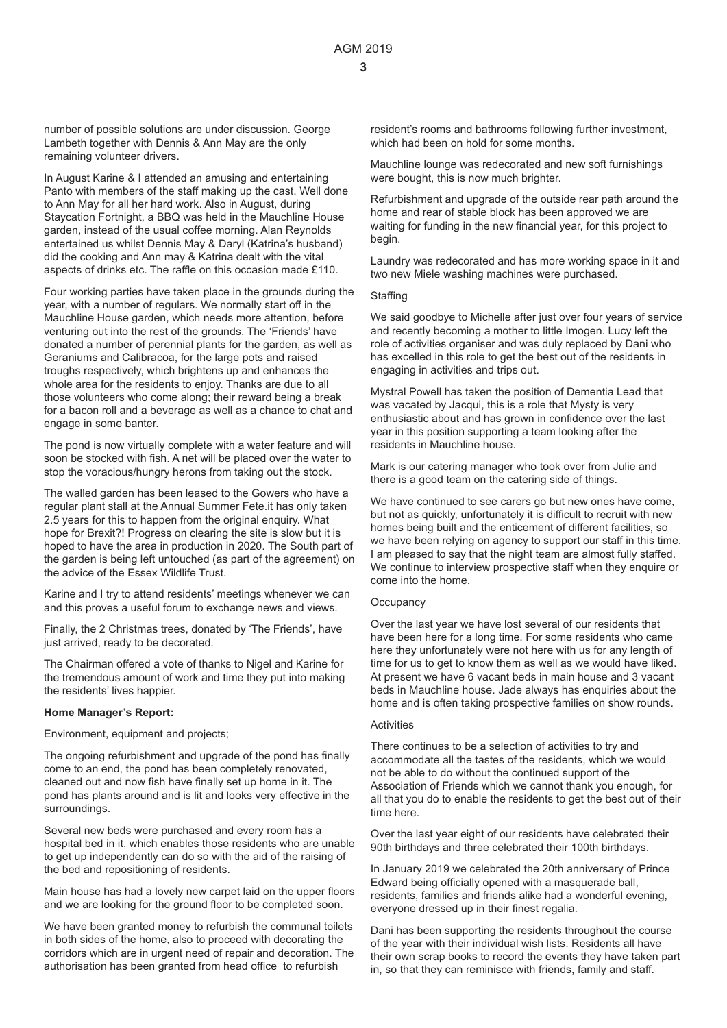number of possible solutions are under discussion. George Lambeth together with Dennis & Ann May are the only remaining volunteer drivers.

In August Karine & I attended an amusing and entertaining Panto with members of the staff making up the cast. Well done to Ann May for all her hard work. Also in August, during Staycation Fortnight, a BBQ was held in the Mauchline House garden, instead of the usual coffee morning. Alan Reynolds entertained us whilst Dennis May & Daryl (Katrina's husband) did the cooking and Ann may & Katrina dealt with the vital aspects of drinks etc. The raffle on this occasion made £110.

Four working parties have taken place in the grounds during the year, with a number of regulars. We normally start off in the Mauchline House garden, which needs more attention, before venturing out into the rest of the grounds. The 'Friends' have donated a number of perennial plants for the garden, as well as Geraniums and Calibracoa, for the large pots and raised troughs respectively, which brightens up and enhances the whole area for the residents to enjoy. Thanks are due to all those volunteers who come along; their reward being a break for a bacon roll and a beverage as well as a chance to chat and engage in some banter.

The pond is now virtually complete with a water feature and will soon be stocked with fish. A net will be placed over the water to stop the voracious/hungry herons from taking out the stock.

The walled garden has been leased to the Gowers who have a regular plant stall at the Annual Summer Fete.it has only taken 2.5 years for this to happen from the original enquiry. What hope for Brexit?! Progress on clearing the site is slow but it is hoped to have the area in production in 2020. The South part of the garden is being left untouched (as part of the agreement) on the advice of the Essex Wildlife Trust.

Karine and I try to attend residents' meetings whenever we can and this proves a useful forum to exchange news and views.

Finally, the 2 Christmas trees, donated by 'The Friends', have just arrived, ready to be decorated.

The Chairman offered a vote of thanks to Nigel and Karine for the tremendous amount of work and time they put into making the residents' lives happier.

**Home Manager's Report:**

Environment, equipment and projects;

The ongoing refurbishment and upgrade of the pond has finally come to an end, the pond has been completely renovated, cleaned out and now fish have finally set up home in it. The pond has plants around and is lit and looks very effective in the surroundings.

Several new beds were purchased and every room has a hospital bed in it, which enables those residents who are unable to get up independently can do so with the aid of the raising of the bed and repositioning of residents.

Main house has had a lovely new carpet laid on the upper floors and we are looking for the ground floor to be completed soon.

We have been granted money to refurbish the communal toilets in both sides of the home, also to proceed with decorating the corridors which are in urgent need of repair and decoration. The authorisation has been granted from head office to refurbish resident's rooms and bathrooms following further investment, which had been on hold for some months.

Mauchline lounge was redecorated and new soft furnishings were bought, this is now much brighter.

Refurbishment and upgrade of the outside rear path around the home and rear of stable block has been approved we are waiting for funding in the new financial year, for this project to begin.

Laundry was redecorated and has more working space in it and two new Miele washing machines were purchased.

Staffing

We said goodbye to Michelle after just over four years of service and recently becoming a mother to little Imogen. Lucy left the role of activities organiser and was duly replaced by Dani who has excelled in this role to get the best out of the residents in engaging in activities and trips out.

Mystral Powell has taken the position of Dementia Lead that was vacated by Jacqui, this is a role that Mysty is very enthusiastic about and has grown in confidence over the last year in this position supporting a team looking after the residents in Mauchline house.

Mark is our catering manager who took over from Julie and there is a good team on the catering side of things.

We have continued to see carers go but new ones have come, but not as quickly, unfortunately it is difficult to recruit with new homes being built and the enticement of different facilities, so we have been relying on agency to support our staff in this time. I am pleased to say that the night team are almost fully staffed. We continue to interview prospective staff when they enquire or come into the home.

Occupancy

Over the last year we have lost several of our residents that have been here for a long time. For some residents who came here they unfortunately were not here with us for any length of time for us to get to know them as well as we would have liked. At present we have 6 vacant beds in main house and 3 vacant beds in Mauchline house. Jade always has enquiries about the home and is often taking prospective families on show rounds.

Activities

There continues to be a selection of activities to try and accommodate all the tastes of the residents, which we would not be able to do without the continued support of the Association of Friends which we cannot thank you enough, for all that you do to enable the residents to get the best out of their time here.

Over the last year eight of our residents have celebrated their 90th birthdays and three celebrated their 100th birthdays.

In January 2019 we celebrated the 20th anniversary of Prince Edward being officially opened with a masquerade ball, residents, families and friends alike had a wonderful evening, everyone dressed up in their finest regalia.

Dani has been supporting the residents throughout the course of the year with their individual wish lists. Residents all have their own scrap books to record the events they have taken part in, so that they can reminisce with friends, family and staff.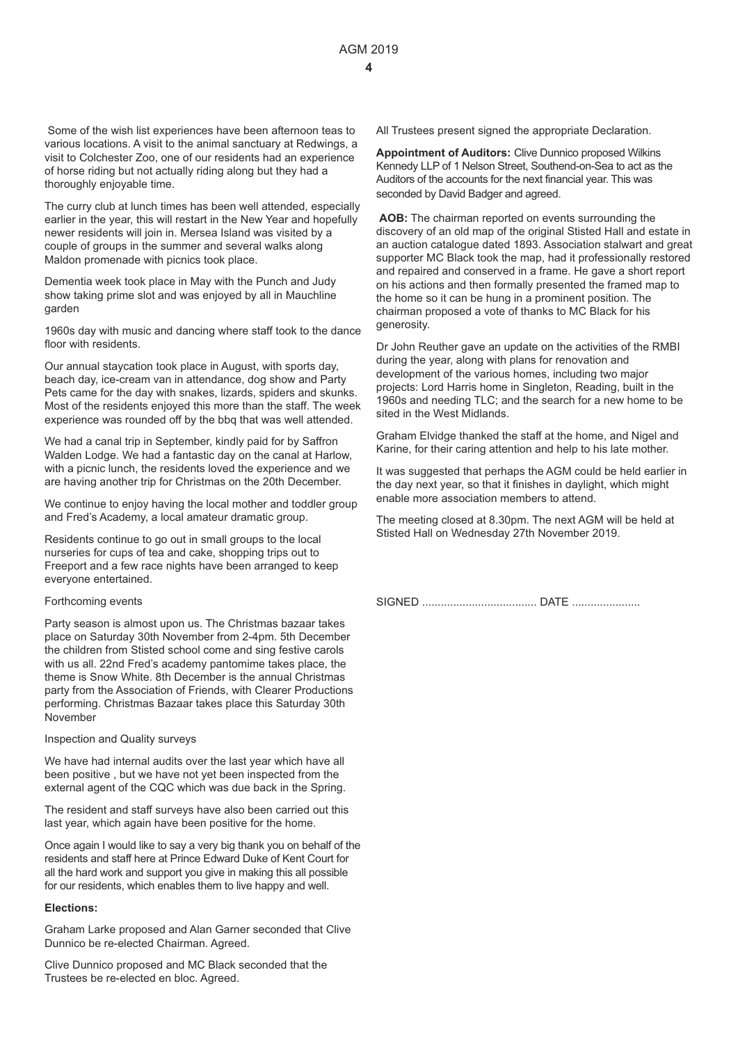Some of the wish list experiences have been afternoon teas to various locations. A visit to the animal sanctuary at Redwings, a visit to Colchester Zoo, one of our residents had an experience of horse riding but not actually riding along but they had a thoroughly enjoyable time.

The curry club at lunch times has been well attended, especially earlier in the year, this will restart in the New Year and hopefully newer residents will join in. Mersea Island was visited by a couple of groups in the summer and several walks along Maldon promenade with picnics took place.

Dementia week took place in May with the Punch and Judy show taking prime slot and was enjoyed by all in Mauchline garden

1960s day with music and dancing where staff took to the dance floor with residents.

Our annual staycation took place in August, with sports day, beach day, ice-cream van in attendance, dog show and Party Pets came for the day with snakes, lizards, spiders and skunks. Most of the residents enjoyed this more than the staff. The week experience was rounded off by the bbq that was well attended.

We had a canal trip in September, kindly paid for by Saffron Walden Lodge. We had a fantastic day on the canal at Harlow, with a picnic lunch, the residents loved the experience and we are having another trip for Christmas on the 20th December.

We continue to enjoy having the local mother and toddler group and Fred's Academy, a local amateur dramatic group.

Residents continue to go out in small groups to the local nurseries for cups of tea and cake, shopping trips out to Freeport and a few race nights have been arranged to keep everyone entertained.

Forthcoming events

Party season is almost upon us. The Christmas bazaar takes place on Saturday 30th November from 2-4pm. 5th December the children from Stisted school come and sing festive carols with us all. 22nd Fred's academy pantomime takes place, the theme is Snow White. 8th December is the annual Christmas party from the Association of Friends, with Clearer Productions performing. Christmas Bazaar takes place this Saturday 30th November

Inspection and Quality surveys

We have had internal audits over the last year which have all been positive , but we have not yet been inspected from the external agent of the CQC which was due back in the Spring.

The resident and staff surveys have also been carried out this last year, which again have been positive for the home.

Once again I would like to say a very big thank you on behalf of the residents and staff here at Prince Edward Duke of Kent Court for all the hard work and support you give in making this all possible for our residents, which enables them to live happy and well.

**Elections:**

Graham Larke proposed and Alan Garner seconded that Clive Dunnico be re-elected Chairman. Agreed.

Clive Dunnico proposed and MC Black seconded that the Trustees be re-elected en bloc. Agreed.

All Trustees present signed the appropriate Declaration.

**Appointment of Auditors:** Clive Dunnico proposed Wilkins Kennedy LLP of 1 Nelson Street, Southend-on-Sea to act as the Auditors of the accounts for the next financial year. This was seconded by David Badger and agreed.

**AOB:** The chairman reported on events surrounding the discovery of an old map of the original Stisted Hall and estate in an auction catalogue dated 1893. Association stalwart and great supporter MC Black took the map, had it professionally restored and repaired and conserved in a frame. He gave a short report on his actions and then formally presented the framed map to the home so it can be hung in a prominent position. The chairman proposed a vote of thanks to MC Black for his generosity.

Dr John Reuther gave an update on the activities of the RMBI during the year, along with plans for renovation and development of the various homes, including two major projects: Lord Harris home in Singleton, Reading, built in the 1960s and needing TLC; and the search for a new home to be sited in the West Midlands.

Graham Elvidge thanked the staff at the home, and Nigel and Karine, for their caring attention and help to his late mother.

It was suggested that perhaps the AGM could be held earlier in the day next year, so that it finishes in daylight, which might enable more association members to attend.

The meeting closed at 8.30pm. The next AGM will be held at Stisted Hall on Wednesday 27th November 2019.

SIGNED .................................... DATE .....................